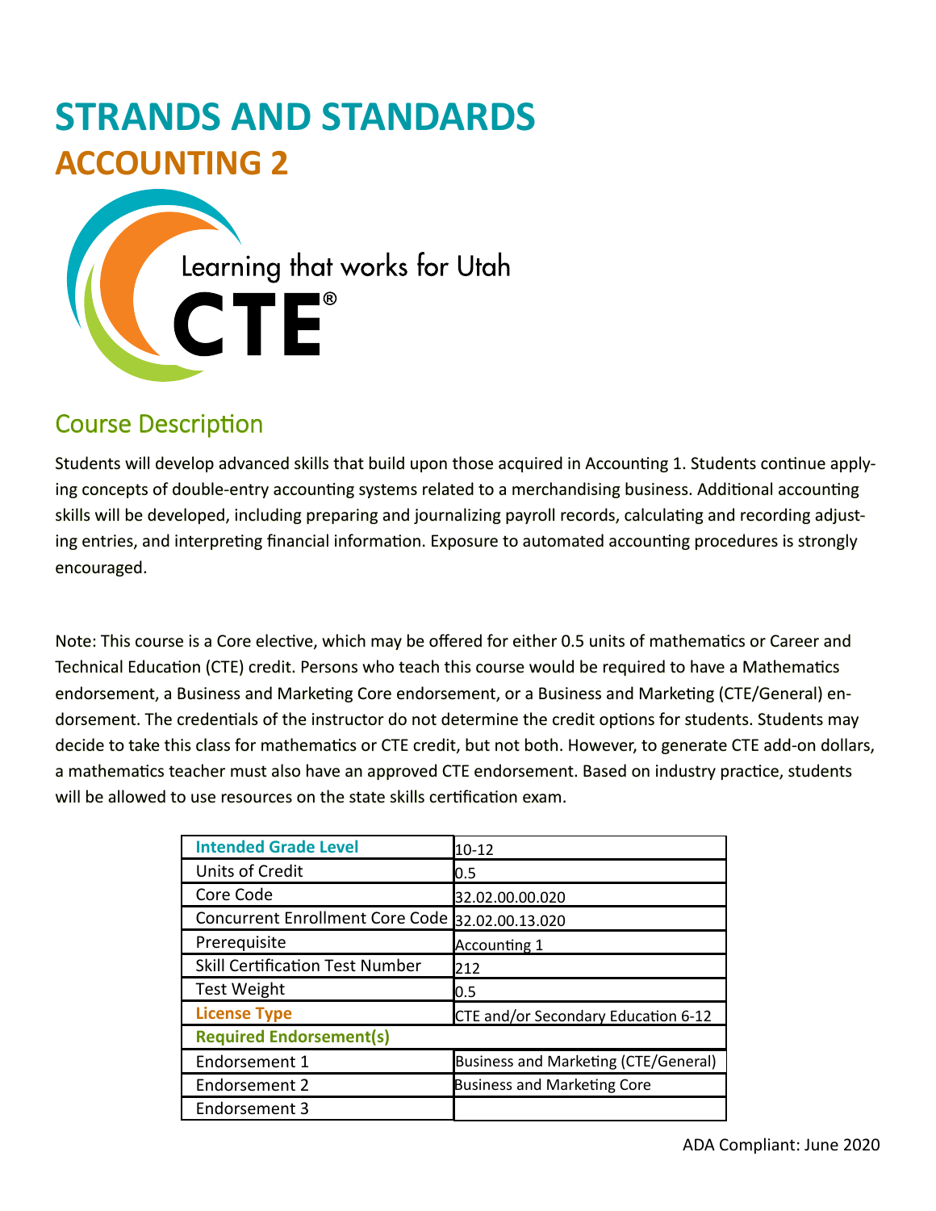// # STRANDS AND STANDARDS

## ACCOUNTING 2

Learning that works for Utah

CTE®

## Course Description

Students will develop advanced skills that build upon those acquired in Accounting 1. Students continue applying concepts of double-entry accounting systems related to a merchandising business. Additional accounting skills will be developed, including preparing and journalizing payroll records, calculating and recording adjusting entries, and interpreting financial information. Exposure to automated accounting procedures is strongly encouraged.

Note: This course is a Core elective, which may be offered for either 0.5 units of mathematics or Career and Technical Education (CTE) credit. Persons who teach this course would be required to have a Mathematics endorsement, a Business and Marketing Core endorsement, or a Business and Marketing (CTE/General) endorsement. The credentials of the instructor do not determine the credit options for students. Students may decide to take this class for mathematics or CTE credit, but not both. However, to generate CTE add-on dollars, a mathematics teacher must also have an approved CTE endorsement. Based on industry practice, students will be allowed to use resources on the state skills certification exam.

| **Intended Grade Level** | 10-12 |
|---|---|
| Units of Credit | 0.5 |
| Core Code | 32.02.00.00.020 |
| Concurrent Enrollment Core Code | 32.02.00.13.020 |
| Prerequisite | Accounting 1 |
| Skill Certification Test Number | 212 |
| Test Weight | 0.5 |
| **License Type** | CTE and/or Secondary Education 6-12 |
| **Required Endorsement(s)** | |
| Endorsement 1 | Business and Marketing (CTE/General) |
| Endorsement 2 | Business and Marketing Core |
| Endorsement 3 | |

ADA Compliant: June 2020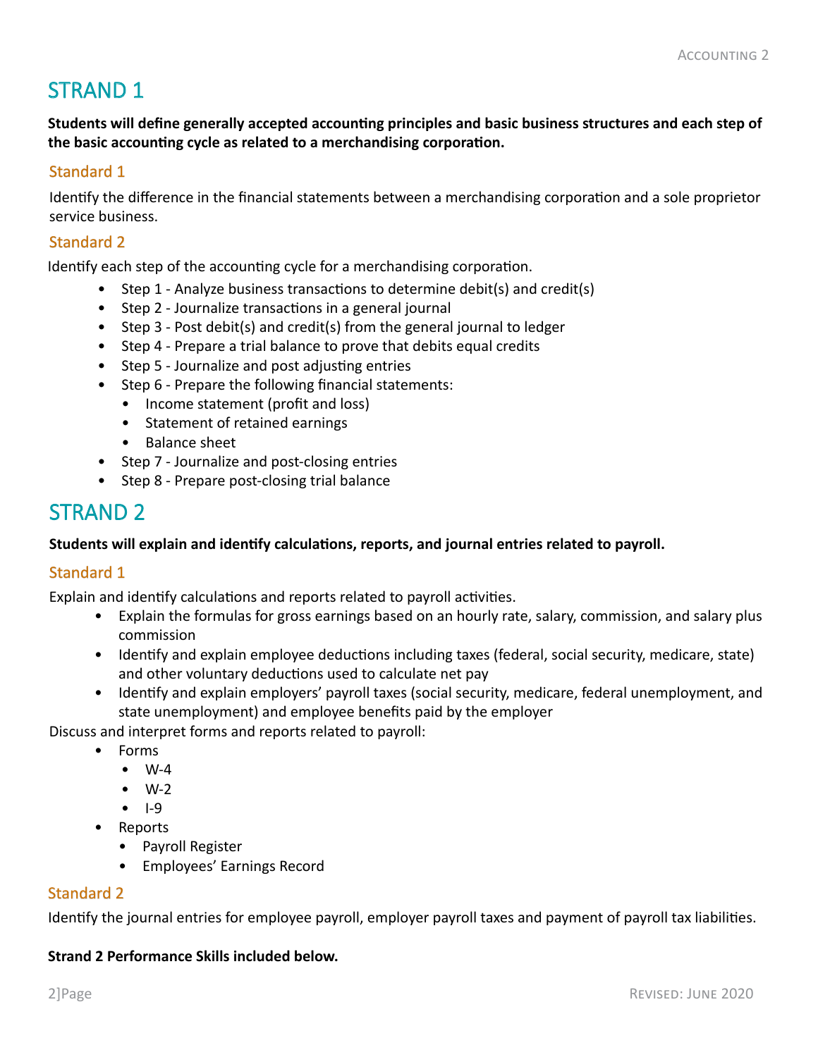# STRAND 1

**Students will define generally accepted accounting principles and basic business structures and each step of the basic accounting cycle as related to a merchandising corporation.**

## Standard 1

Identify the difference in the financial statements between a merchandising corporation and a sole proprietor service business.

## Standard 2

Identify each step of the accounting cycle for a merchandising corporation.

- Step 1 - Analyze business transactions to determine debit(s) and credit(s)
- Step 2 - Journalize transactions in a general journal
- Step 3 - Post debit(s) and credit(s) from the general journal to ledger
- Step 4 - Prepare a trial balance to prove that debits equal credits
- Step 5 - Journalize and post adjusting entries
- Step 6 - Prepare the following financial statements:
  - Income statement (profit and loss)
  - Statement of retained earnings
  - Balance sheet
- Step 7 - Journalize and post-closing entries
- Step 8 - Prepare post-closing trial balance

# STRAND 2

**Students will explain and identify calculations, reports, and journal entries related to payroll.**

## Standard 1

Explain and identify calculations and reports related to payroll activities.

- Explain the formulas for gross earnings based on an hourly rate, salary, commission, and salary plus commission
- Identify and explain employee deductions including taxes (federal, social security, medicare, state) and other voluntary deductions used to calculate net pay
- Identify and explain employers' payroll taxes (social security, medicare, federal unemployment, and state unemployment) and employee benefits paid by the employer

Discuss and interpret forms and reports related to payroll:

- Forms
  - W-4
  - W-2
  - I-9
- Reports
  - Payroll Register
  - Employees' Earnings Record

## Standard 2

Identify the journal entries for employee payroll, employer payroll taxes and payment of payroll tax liabilities.

**Strand 2 Performance Skills included below.**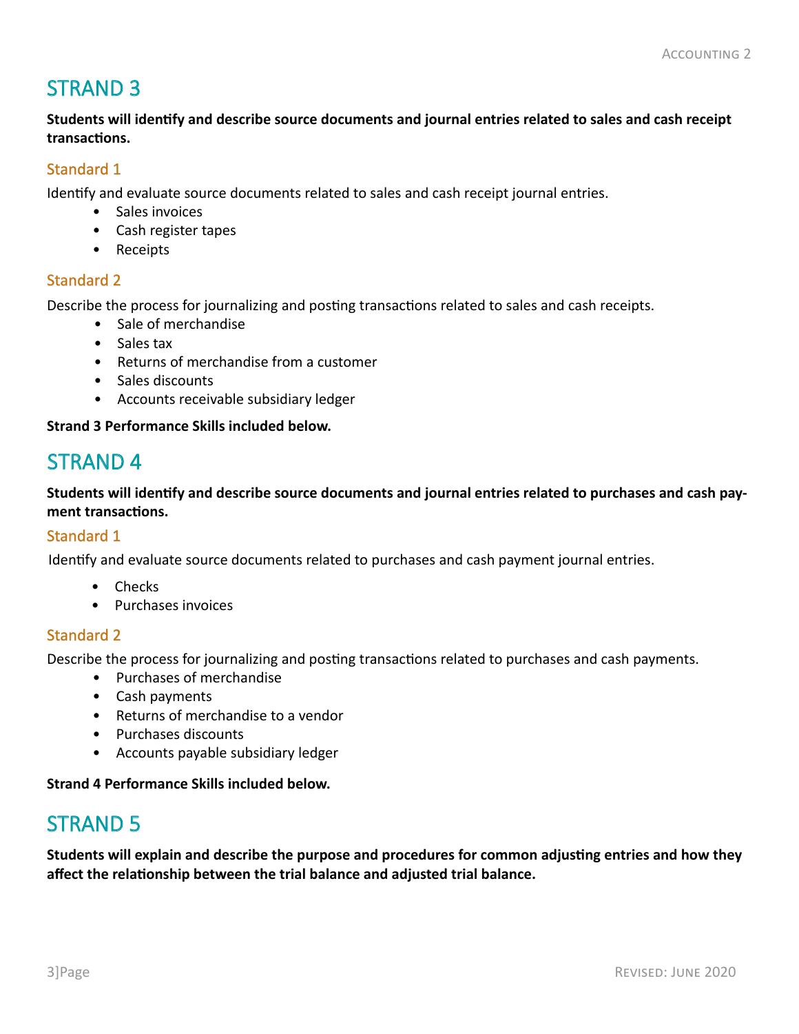## STRAND 3

**Students will identify and describe source documents and journal entries related to sales and cash receipt transactions.**

### Standard 1

Identify and evaluate source documents related to sales and cash receipt journal entries.

- Sales invoices
- Cash register tapes
- Receipts

### Standard 2

Describe the process for journalizing and posting transactions related to sales and cash receipts.

- Sale of merchandise
- Sales tax
- Returns of merchandise from a customer
- Sales discounts
- Accounts receivable subsidiary ledger

**Strand 3 Performance Skills included below.**

## STRAND 4

**Students will identify and describe source documents and journal entries related to purchases and cash payment transactions.**

### Standard 1

Identify and evaluate source documents related to purchases and cash payment journal entries.

- Checks
- Purchases invoices

### Standard 2

Describe the process for journalizing and posting transactions related to purchases and cash payments.

- Purchases of merchandise
- Cash payments
- Returns of merchandise to a vendor
- Purchases discounts
- Accounts payable subsidiary ledger

**Strand 4 Performance Skills included below.**

## STRAND 5

**Students will explain and describe the purpose and procedures for common adjusting entries and how they affect the relationship between the trial balance and adjusted trial balance.**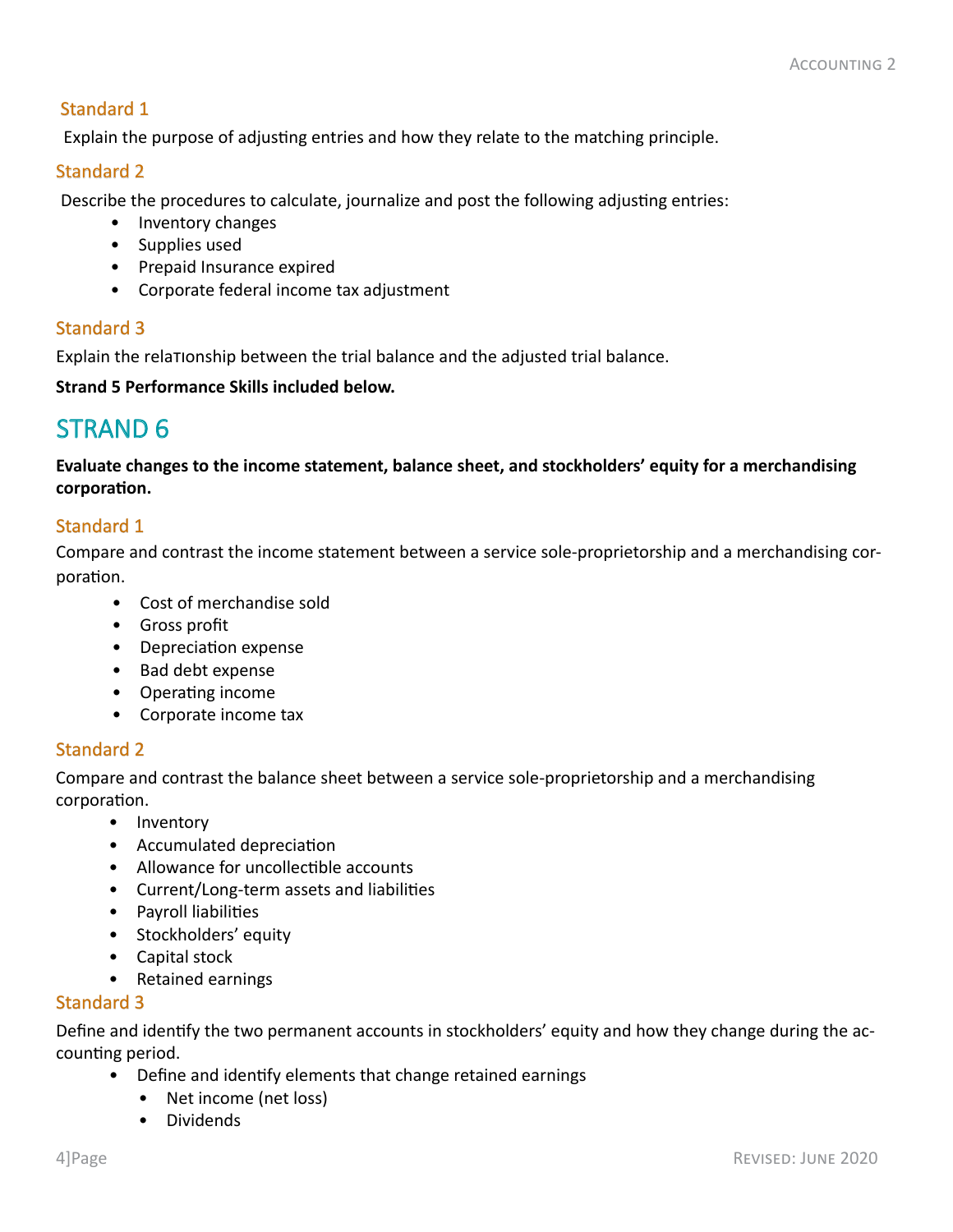### Standard 1

Explain the purpose of adjusting entries and how they relate to the matching principle.

### Standard 2

Describe the procedures to calculate, journalize and post the following adjusting entries:

- Inventory changes
- Supplies used
- Prepaid Insurance expired
- Corporate federal income tax adjustment

### Standard 3

Explain the relationship between the trial balance and the adjusted trial balance.

**Strand 5 Performance Skills included below.**

## STRAND 6

**Evaluate changes to the income statement, balance sheet, and stockholders' equity for a merchandising corporation.**

### Standard 1

Compare and contrast the income statement between a service sole-proprietorship and a merchandising corporation.

- Cost of merchandise sold
- Gross profit
- Depreciation expense
- Bad debt expense
- Operating income
- Corporate income tax

### Standard 2

Compare and contrast the balance sheet between a service sole-proprietorship and a merchandising corporation.

- Inventory
- Accumulated depreciation
- Allowance for uncollectible accounts
- Current/Long-term assets and liabilities
- Payroll liabilities
- Stockholders' equity
- Capital stock
- Retained earnings

### Standard 3

Define and identify the two permanent accounts in stockholders' equity and how they change during the accounting period.

- Define and identify elements that change retained earnings
  - Net income (net loss)
  - Dividends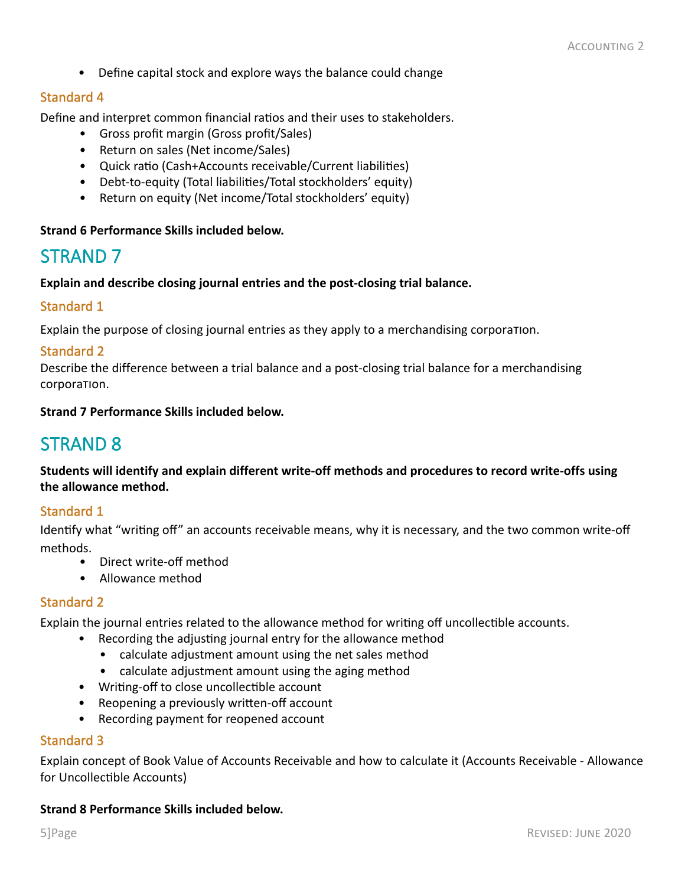- Define capital stock and explore ways the balance could change

### Standard 4

Define and interpret common financial ratios and their uses to stakeholders.

- Gross profit margin (Gross profit/Sales)
- Return on sales (Net income/Sales)
- Quick ratio (Cash+Accounts receivable/Current liabilities)
- Debt-to-equity (Total liabilities/Total stockholders' equity)
- Return on equity (Net income/Total stockholders' equity)

**Strand 6 Performance Skills included below.**

## STRAND 7

**Explain and describe closing journal entries and the post-closing trial balance.**

### Standard 1

Explain the purpose of closing journal entries as they apply to a merchandising corporation.

### Standard 2

Describe the difference between a trial balance and a post-closing trial balance for a merchandising corporation.

**Strand 7 Performance Skills included below.**

## STRAND 8

**Students will identify and explain different write-off methods and procedures to record write-offs using the allowance method.**

### Standard 1

Identify what "writing off" an accounts receivable means, why it is necessary, and the two common write-off methods.

- Direct write-off method
- Allowance method

### Standard 2

Explain the journal entries related to the allowance method for writing off uncollectible accounts.

- Recording the adjusting journal entry for the allowance method
  - calculate adjustment amount using the net sales method
  - calculate adjustment amount using the aging method
- Writing-off to close uncollectible account
- Reopening a previously written-off account
- Recording payment for reopened account

### Standard 3

Explain concept of Book Value of Accounts Receivable and how to calculate it (Accounts Receivable - Allowance for Uncollectible Accounts)

**Strand 8 Performance Skills included below.**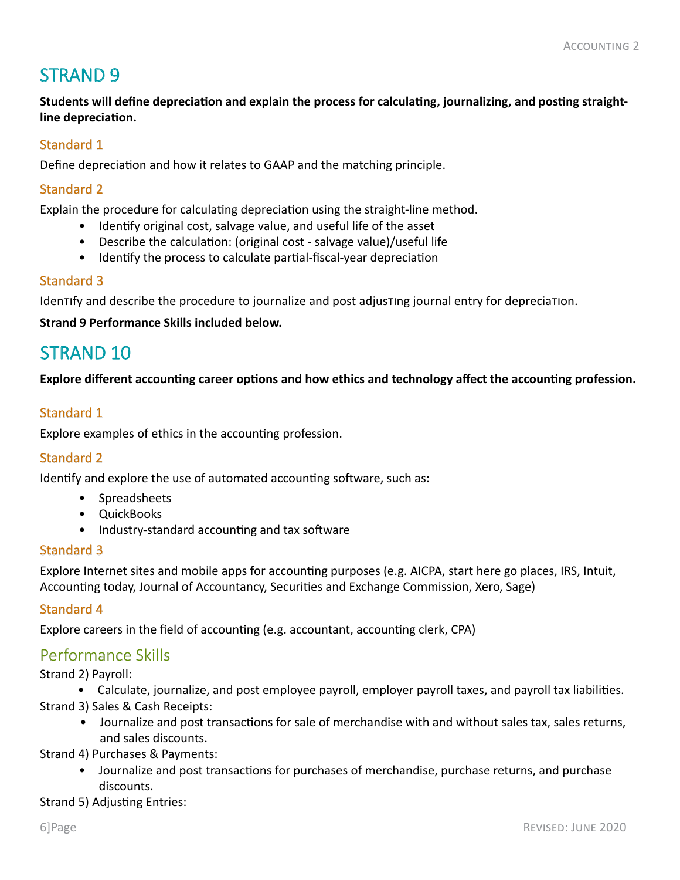## STRAND 9

**Students will define depreciation and explain the process for calculating, journalizing, and posting straight-line depreciation.**

### Standard 1

Define depreciation and how it relates to GAAP and the matching principle.

### Standard 2

Explain the procedure for calculating depreciation using the straight-line method.

- Identify original cost, salvage value, and useful life of the asset
- Describe the calculation: (original cost - salvage value)/useful life
- Identify the process to calculate partial-fiscal-year depreciation

### Standard 3

Identify and describe the procedure to journalize and post adjusting journal entry for depreciation.

**Strand 9 Performance Skills included below.**

## STRAND 10

**Explore different accounting career options and how ethics and technology affect the accounting profession.**

### Standard 1

Explore examples of ethics in the accounting profession.

### Standard 2

Identify and explore the use of automated accounting software, such as:

- Spreadsheets
- QuickBooks
- Industry-standard accounting and tax software

### Standard 3

Explore Internet sites and mobile apps for accounting purposes (e.g. AICPA, start here go places, IRS, Intuit, Accounting today, Journal of Accountancy, Securities and Exchange Commission, Xero, Sage)

### Standard 4

Explore careers in the field of accounting (e.g. accountant, accounting clerk, CPA)

## Performance Skills

Strand 2) Payroll:

- Calculate, journalize, and post employee payroll, employer payroll taxes, and payroll tax liabilities.

Strand 3) Sales & Cash Receipts:

- Journalize and post transactions for sale of merchandise with and without sales tax, sales returns, and sales discounts.

Strand 4) Purchases & Payments:

- Journalize and post transactions for purchases of merchandise, purchase returns, and purchase discounts.

Strand 5) Adjusting Entries: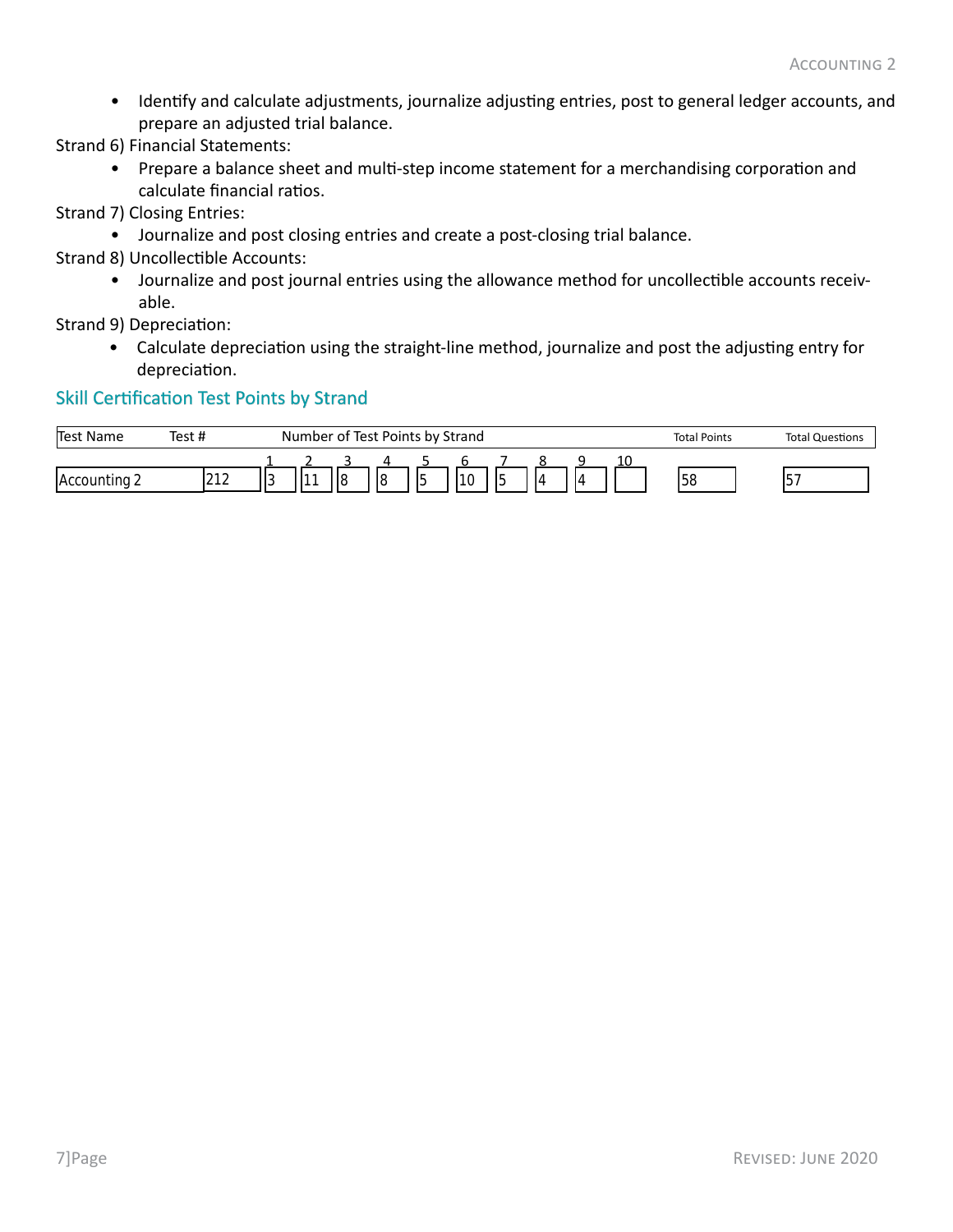- Identify and calculate adjustments, journalize adjusting entries, post to general ledger accounts, and prepare an adjusted trial balance.

Strand 6) Financial Statements:

- Prepare a balance sheet and multi-step income statement for a merchandising corporation and calculate financial ratios.

Strand 7) Closing Entries:

- Journalize and post closing entries and create a post-closing trial balance.

Strand 8) Uncollectible Accounts:

- Journalize and post journal entries using the allowance method for uncollectible accounts receivable.

Strand 9) Depreciation:

- Calculate depreciation using the straight-line method, journalize and post the adjusting entry for depreciation.

## Skill Certification Test Points by Strand

| Test Name | Test # | Number of Test Points by Strand | | | | | | | | | | Total Points | Total Questions |
|---|---|---|---|---|---|---|---|---|---|---|---|---|---|
| | | 1 | 2 | 3 | 4 | 5 | 6 | 7 | 8 | 9 | 10 | | |
| Accounting 2 | 212 | 3 | 11 | 8 | 8 | 5 | 10 | 5 | 4 | 4 | | 58 | 57 |